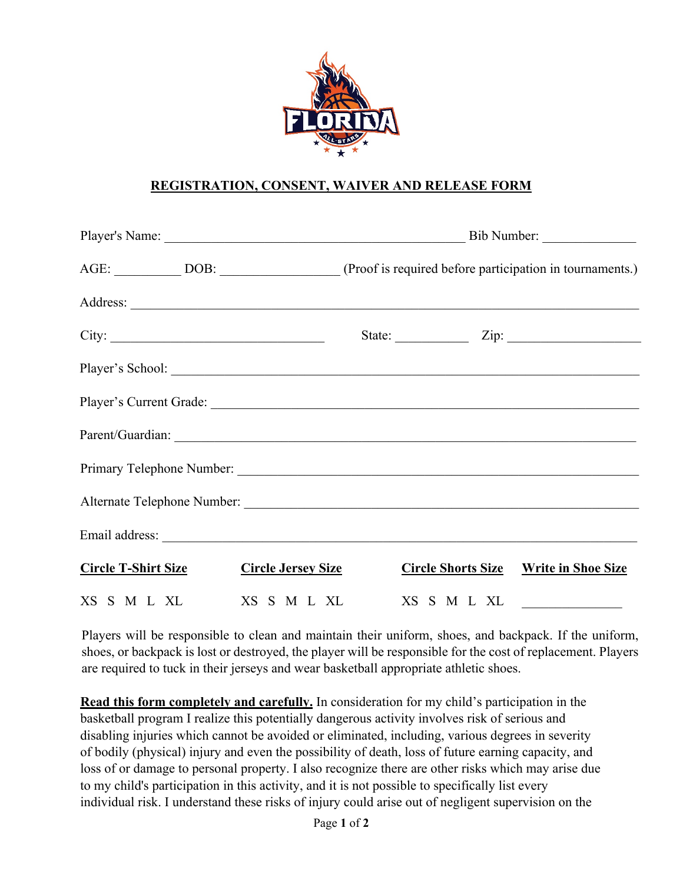**REGISTRATION, CONSENT, WAIVER AND RELEASE FORM**

Player's Name: ____________________________________________ Bib Number: _____________

AGE: _________ DOB: ________________ (Proof is required before participation in tournaments.)

Address: ___________________________________________________________________________

City: _______________________________ State: __________ Zip: ___________________

Player's School: ______________________________________________________________________

Player's Current Grade: ________________________________________________________________

Parent/Guardian: ______________________________________________________________________

Primary Telephone Number: _____________________________________________________________

Alternate Telephone Number: ____________________________________________________________

Email address: ________________________________________________________________________

| **Circle T-Shirt Size** | **Circle Jersey Size** | **Circle Shorts Size** | **Write in Shoe Size** |
|---|---|---|---|
| XS S M L XL | XS S M L XL | XS S M L XL | ______________ |

Players will be responsible to clean and maintain their uniform, shoes, and backpack. If the uniform, shoes, or backpack is lost or destroyed, the player will be responsible for the cost of replacement. Players are required to tuck in their jerseys and wear basketball appropriate athletic shoes.

**Read this form completely and carefully.** In consideration for my child's participation in the basketball program I realize this potentially dangerous activity involves risk of serious and disabling injuries which cannot be avoided or eliminated, including, various degrees in severity of bodily (physical) injury and even the possibility of death, loss of future earning capacity, and loss of or damage to personal property. I also recognize there are other risks which may arise due to my child's participation in this activity, and it is not possible to specifically list every individual risk. I understand these risks of injury could arise out of negligent supervision on the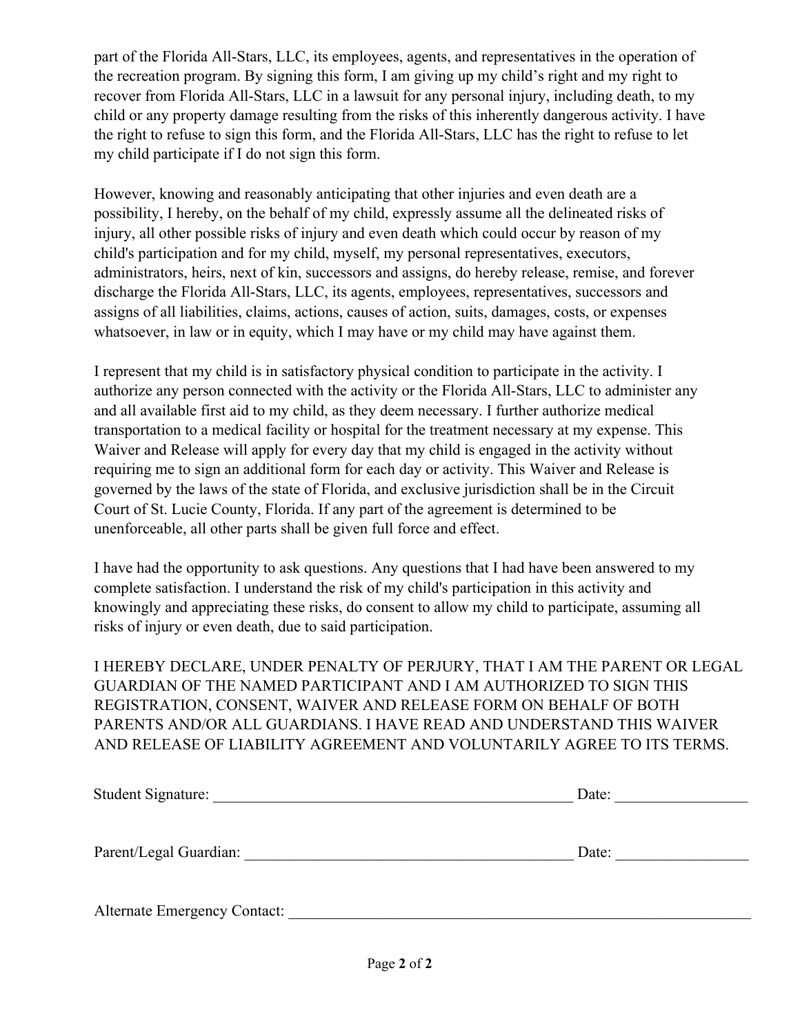part of the Florida All-Stars, LLC, its employees, agents, and representatives in the operation of the recreation program. By signing this form, I am giving up my child's right and my right to recover from Florida All-Stars, LLC in a lawsuit for any personal injury, including death, to my child or any property damage resulting from the risks of this inherently dangerous activity. I have the right to refuse to sign this form, and the Florida All-Stars, LLC has the right to refuse to let my child participate if I do not sign this form.

However, knowing and reasonably anticipating that other injuries and even death are a possibility, I hereby, on the behalf of my child, expressly assume all the delineated risks of injury, all other possible risks of injury and even death which could occur by reason of my child's participation and for my child, myself, my personal representatives, executors, administrators, heirs, next of kin, successors and assigns, do hereby release, remise, and forever discharge the Florida All-Stars, LLC, its agents, employees, representatives, successors and assigns of all liabilities, claims, actions, causes of action, suits, damages, costs, or expenses whatsoever, in law or in equity, which I may have or my child may have against them.

I represent that my child is in satisfactory physical condition to participate in the activity. I authorize any person connected with the activity or the Florida All-Stars, LLC to administer any and all available first aid to my child, as they deem necessary. I further authorize medical transportation to a medical facility or hospital for the treatment necessary at my expense. This Waiver and Release will apply for every day that my child is engaged in the activity without requiring me to sign an additional form for each day or activity. This Waiver and Release is governed by the laws of the state of Florida, and exclusive jurisdiction shall be in the Circuit Court of St. Lucie County, Florida. If any part of the agreement is determined to be unenforceable, all other parts shall be given full force and effect.

I have had the opportunity to ask questions. Any questions that I had have been answered to my complete satisfaction. I understand the risk of my child's participation in this activity and knowingly and appreciating these risks, do consent to allow my child to participate, assuming all risks of injury or even death, due to said participation.

I HEREBY DECLARE, UNDER PENALTY OF PERJURY, THAT I AM THE PARENT OR LEGAL GUARDIAN OF THE NAMED PARTICIPANT AND I AM AUTHORIZED TO SIGN THIS REGISTRATION, CONSENT, WAIVER AND RELEASE FORM ON BEHALF OF BOTH PARENTS AND/OR ALL GUARDIANS. I HAVE READ AND UNDERSTAND THIS WAIVER AND RELEASE OF LIABILITY AGREEMENT AND VOLUNTARILY AGREE TO ITS TERMS.

Student Signature: ________________________________________________ Date: _________________

Parent/Legal Guardian: ____________________________________________ Date: _________________

Alternate Emergency Contact: ____________________________________________________________